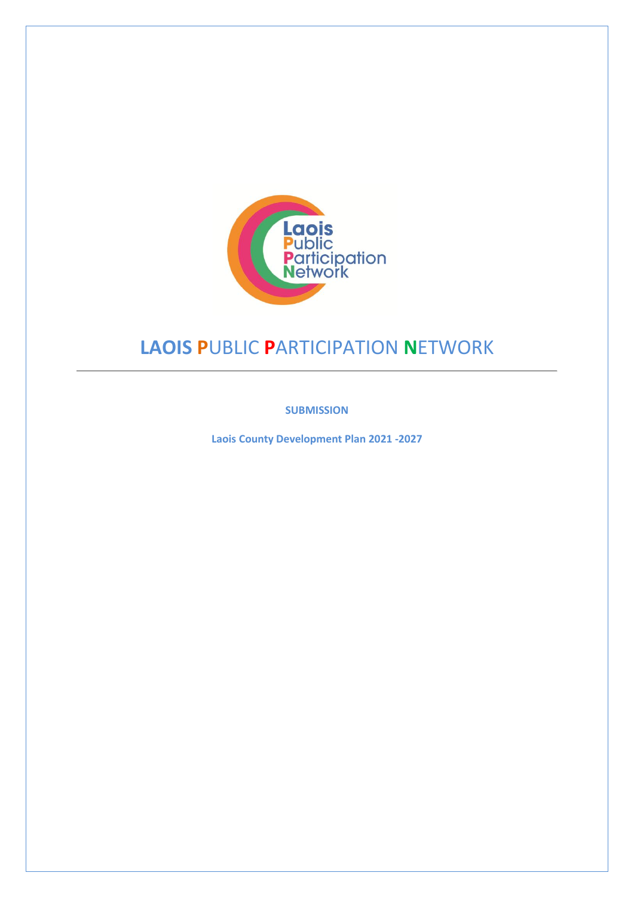# LAOIS PUBLIC PARTICIPATION NETWORK

**SUBMISSION**

**Laois County Development Plan 2021 -2027**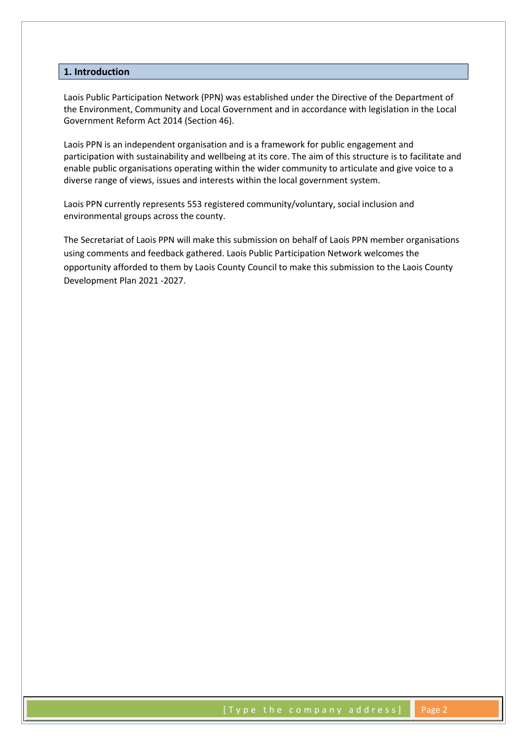## 1. Introduction

Laois Public Participation Network (PPN) was established under the Directive of the Department of the Environment, Community and Local Government and in accordance with legislation in the Local Government Reform Act 2014 (Section 46).

Laois PPN is an independent organisation and is a framework for public engagement and participation with sustainability and wellbeing at its core. The aim of this structure is to facilitate and enable public organisations operating within the wider community to articulate and give voice to a diverse range of views, issues and interests within the local government system.

Laois PPN currently represents 553 registered community/voluntary, social inclusion and environmental groups across the county.

The Secretariat of Laois PPN will make this submission on behalf of Laois PPN member organisations using comments and feedback gathered. Laois Public Participation Network welcomes the opportunity afforded to them by Laois County Council to make this submission to the Laois County Development Plan 2021 -2027.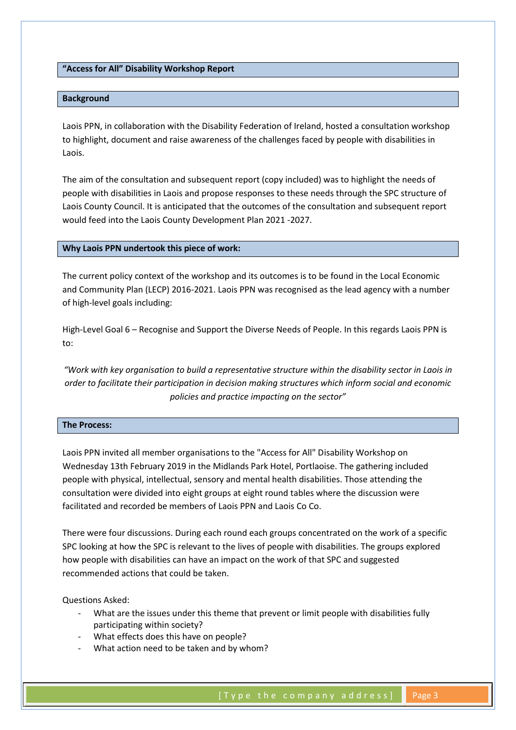## "Access for All" Disability Workshop Report

### Background

Laois PPN, in collaboration with the Disability Federation of Ireland, hosted a consultation workshop to highlight, document and raise awareness of the challenges faced by people with disabilities in Laois.

The aim of the consultation and subsequent report (copy included) was to highlight the needs of people with disabilities in Laois and propose responses to these needs through the SPC structure of Laois County Council. It is anticipated that the outcomes of the consultation and subsequent report would feed into the Laois County Development Plan 2021 -2027.

### Why Laois PPN undertook this piece of work:

The current policy context of the workshop and its outcomes is to be found in the Local Economic and Community Plan (LECP) 2016-2021. Laois PPN was recognised as the lead agency with a number of high-level goals including:

High-Level Goal 6 – Recognise and Support the Diverse Needs of People. In this regards Laois PPN is to:

*"Work with key organisation to build a representative structure within the disability sector in Laois in order to facilitate their participation in decision making structures which inform social and economic policies and practice impacting on the sector"*

### The Process:

Laois PPN invited all member organisations to the "Access for All" Disability Workshop on Wednesday 13th February 2019 in the Midlands Park Hotel, Portlaoise. The gathering included people with physical, intellectual, sensory and mental health disabilities. Those attending the consultation were divided into eight groups at eight round tables where the discussion were facilitated and recorded be members of Laois PPN and Laois Co Co.

There were four discussions. During each round each groups concentrated on the work of a specific SPC looking at how the SPC is relevant to the lives of people with disabilities. The groups explored how people with disabilities can have an impact on the work of that SPC and suggested recommended actions that could be taken.

Questions Asked:

- What are the issues under this theme that prevent or limit people with disabilities fully participating within society?
- What effects does this have on people?
- What action need to be taken and by whom?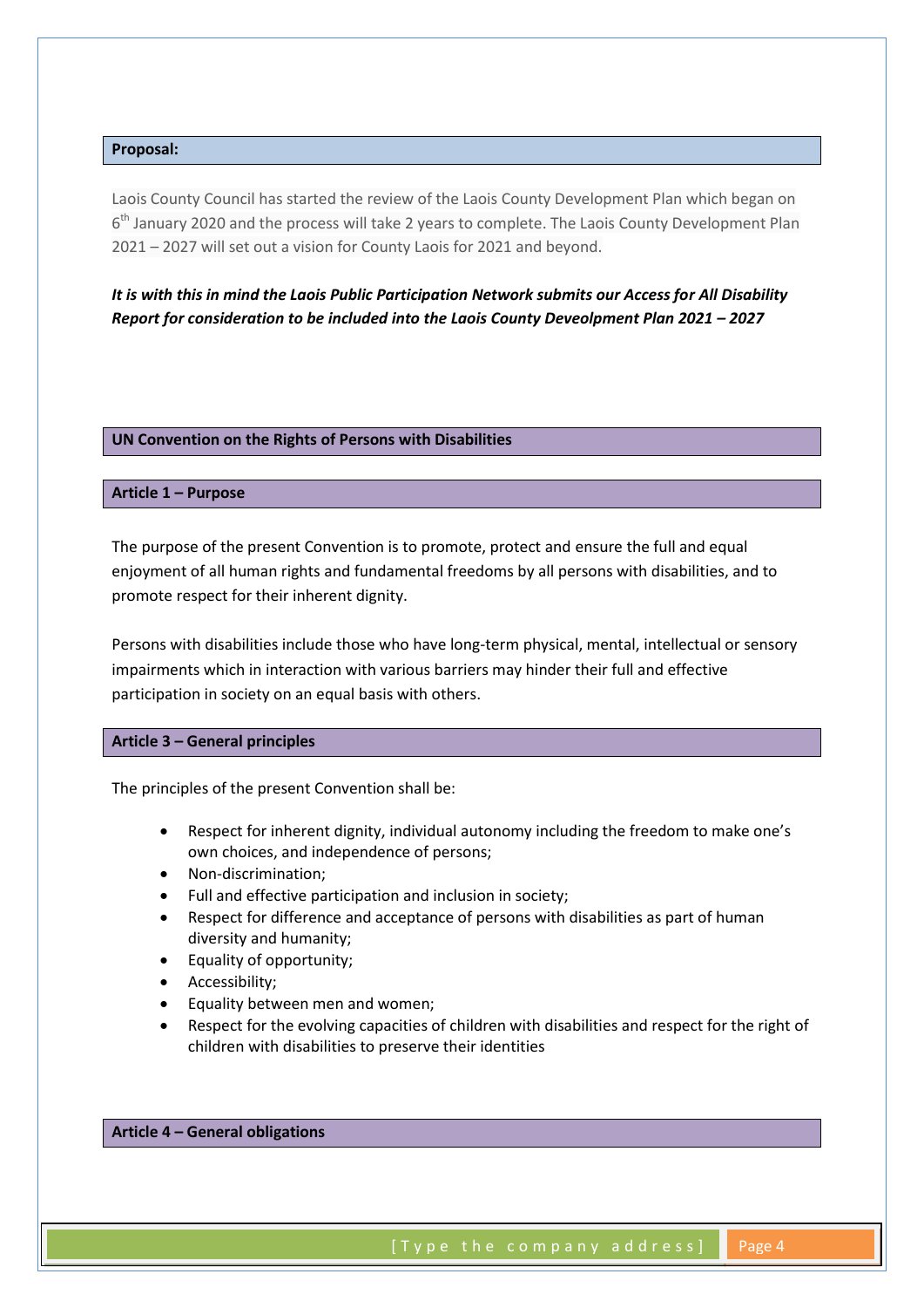## Proposal:

Laois County Council has started the review of the Laois County Development Plan which began on 6th January 2020 and the process will take 2 years to complete. The Laois County Development Plan 2021 – 2027 will set out a vision for County Laois for 2021 and beyond.

***It is with this in mind the Laois Public Participation Network submits our Access for All Disability Report for consideration to be included into the Laois County Deveolpment Plan 2021 – 2027***

## UN Convention on the Rights of Persons with Disabilities

### Article 1 – Purpose

The purpose of the present Convention is to promote, protect and ensure the full and equal enjoyment of all human rights and fundamental freedoms by all persons with disabilities, and to promote respect for their inherent dignity.

Persons with disabilities include those who have long-term physical, mental, intellectual or sensory impairments which in interaction with various barriers may hinder their full and effective participation in society on an equal basis with others.

### Article 3 – General principles

The principles of the present Convention shall be:

- Respect for inherent dignity, individual autonomy including the freedom to make one's own choices, and independence of persons;
- Non-discrimination;
- Full and effective participation and inclusion in society;
- Respect for difference and acceptance of persons with disabilities as part of human diversity and humanity;
- Equality of opportunity;
- Accessibility;
- Equality between men and women;
- Respect for the evolving capacities of children with disabilities and respect for the right of children with disabilities to preserve their identities

### Article 4 – General obligations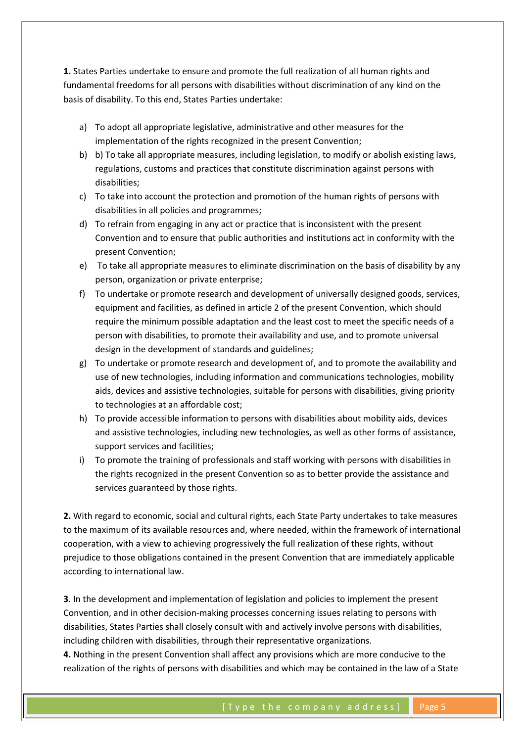**1.** States Parties undertake to ensure and promote the full realization of all human rights and fundamental freedoms for all persons with disabilities without discrimination of any kind on the basis of disability. To this end, States Parties undertake:

a) To adopt all appropriate legislative, administrative and other measures for the implementation of the rights recognized in the present Convention;
b) b) To take all appropriate measures, including legislation, to modify or abolish existing laws, regulations, customs and practices that constitute discrimination against persons with disabilities;
c) To take into account the protection and promotion of the human rights of persons with disabilities in all policies and programmes;
d) To refrain from engaging in any act or practice that is inconsistent with the present Convention and to ensure that public authorities and institutions act in conformity with the present Convention;
e) To take all appropriate measures to eliminate discrimination on the basis of disability by any person, organization or private enterprise;
f) To undertake or promote research and development of universally designed goods, services, equipment and facilities, as defined in article 2 of the present Convention, which should require the minimum possible adaptation and the least cost to meet the specific needs of a person with disabilities, to promote their availability and use, and to promote universal design in the development of standards and guidelines;
g) To undertake or promote research and development of, and to promote the availability and use of new technologies, including information and communications technologies, mobility aids, devices and assistive technologies, suitable for persons with disabilities, giving priority to technologies at an affordable cost;
h) To provide accessible information to persons with disabilities about mobility aids, devices and assistive technologies, including new technologies, as well as other forms of assistance, support services and facilities;
i) To promote the training of professionals and staff working with persons with disabilities in the rights recognized in the present Convention so as to better provide the assistance and services guaranteed by those rights.

**2.** With regard to economic, social and cultural rights, each State Party undertakes to take measures to the maximum of its available resources and, where needed, within the framework of international cooperation, with a view to achieving progressively the full realization of these rights, without prejudice to those obligations contained in the present Convention that are immediately applicable according to international law.

**3**. In the development and implementation of legislation and policies to implement the present Convention, and in other decision-making processes concerning issues relating to persons with disabilities, States Parties shall closely consult with and actively involve persons with disabilities, including children with disabilities, through their representative organizations.

**4.** Nothing in the present Convention shall affect any provisions which are more conducive to the realization of the rights of persons with disabilities and which may be contained in the law of a State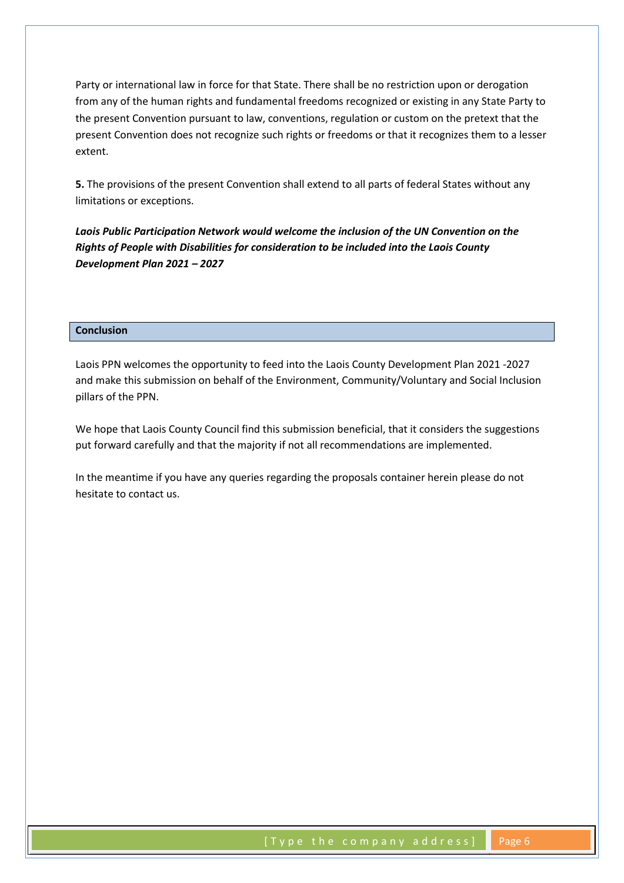Party or international law in force for that State. There shall be no restriction upon or derogation from any of the human rights and fundamental freedoms recognized or existing in any State Party to the present Convention pursuant to law, conventions, regulation or custom on the pretext that the present Convention does not recognize such rights or freedoms or that it recognizes them to a lesser extent.

**5.** The provisions of the present Convention shall extend to all parts of federal States without any limitations or exceptions.

***Laois Public Participation Network would welcome the inclusion of the UN Convention on the Rights of People with Disabilities for consideration to be included into the Laois County Development Plan 2021 – 2027***

## Conclusion

Laois PPN welcomes the opportunity to feed into the Laois County Development Plan 2021 -2027 and make this submission on behalf of the Environment, Community/Voluntary and Social Inclusion pillars of the PPN.

We hope that Laois County Council find this submission beneficial, that it considers the suggestions put forward carefully and that the majority if not all recommendations are implemented.

In the meantime if you have any queries regarding the proposals container herein please do not hesitate to contact us.